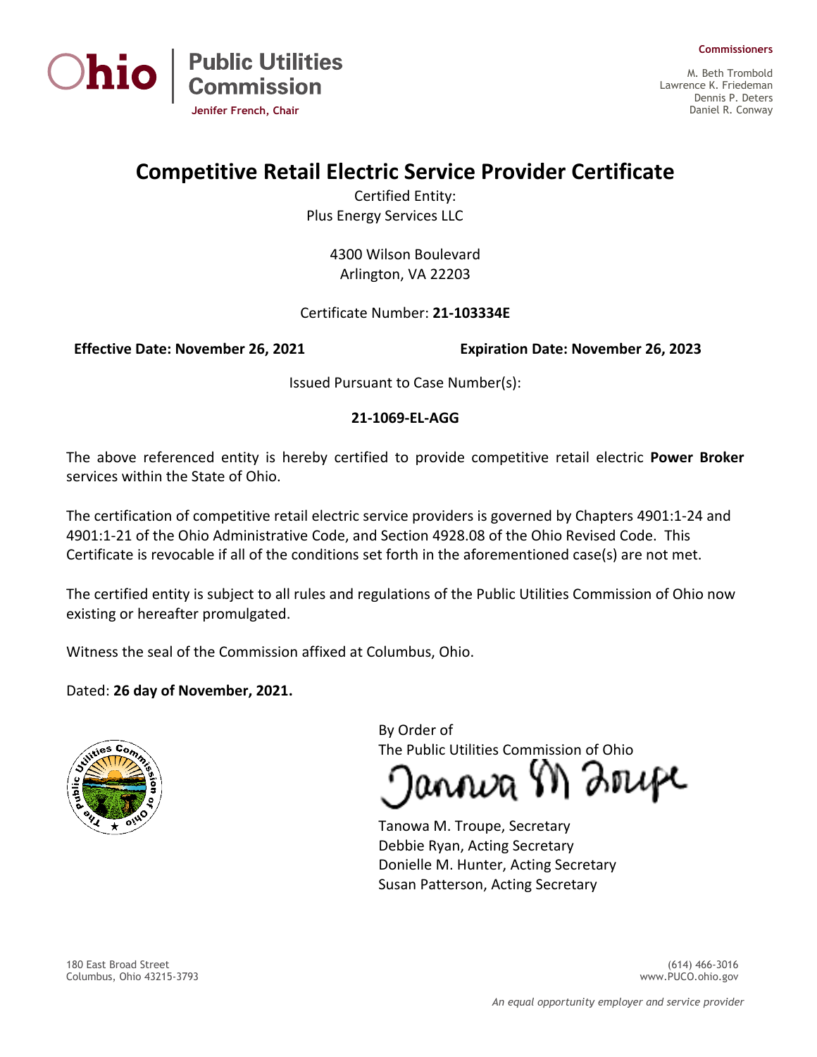Ohio | Public Utilities Commission

Jenifer French, Chair

**Commissioners**

M. Beth Trombold
Lawrence K. Friedeman
Dennis P. Deters
Daniel R. Conway

# Competitive Retail Electric Service Provider Certificate

Certified Entity:
Plus Energy Services LLC

4300 Wilson Boulevard
Arlington, VA 22203

Certificate Number: **21-103334E**

**Effective Date: November 26, 2021** **Expiration Date: November 26, 2023**

Issued Pursuant to Case Number(s):

**21-1069-EL-AGG**

The above referenced entity is hereby certified to provide competitive retail electric **Power Broker** services within the State of Ohio.

The certification of competitive retail electric service providers is governed by Chapters 4901:1-24 and 4901:1-21 of the Ohio Administrative Code, and Section 4928.08 of the Ohio Revised Code. This Certificate is revocable if all of the conditions set forth in the aforementioned case(s) are not met.

The certified entity is subject to all rules and regulations of the Public Utilities Commission of Ohio now existing or hereafter promulgated.

Witness the seal of the Commission affixed at Columbus, Ohio.

Dated: **26 day of November, 2021.**

By Order of
The Public Utilities Commission of Ohio

Tanowa M. Troupe, Secretary
Debbie Ryan, Acting Secretary
Donielle M. Hunter, Acting Secretary
Susan Patterson, Acting Secretary

180 East Broad Street
Columbus, Ohio 43215-3793

(614) 466-3016
www.PUCO.ohio.gov

*An equal opportunity employer and service provider*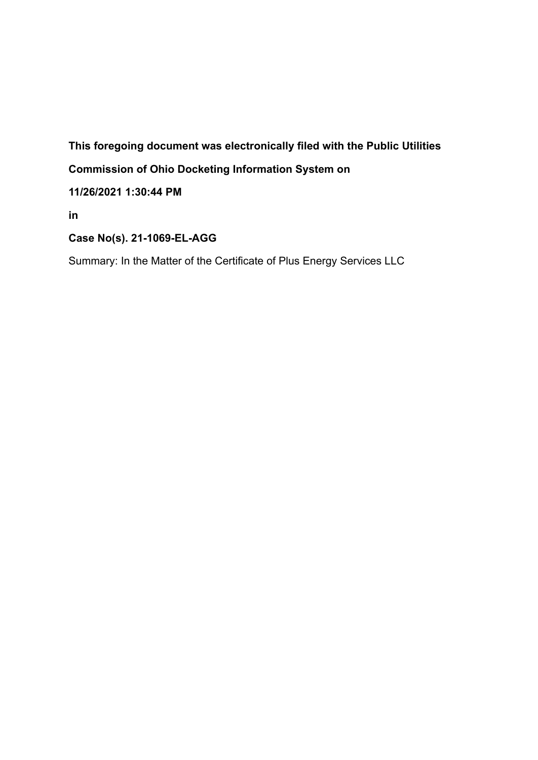**This foregoing document was electronically filed with the Public Utilities**

**Commission of Ohio Docketing Information System on**

**11/26/2021 1:30:44 PM**

**in**

**Case No(s). 21-1069-EL-AGG**

Summary: In the Matter of the Certificate of Plus Energy Services LLC